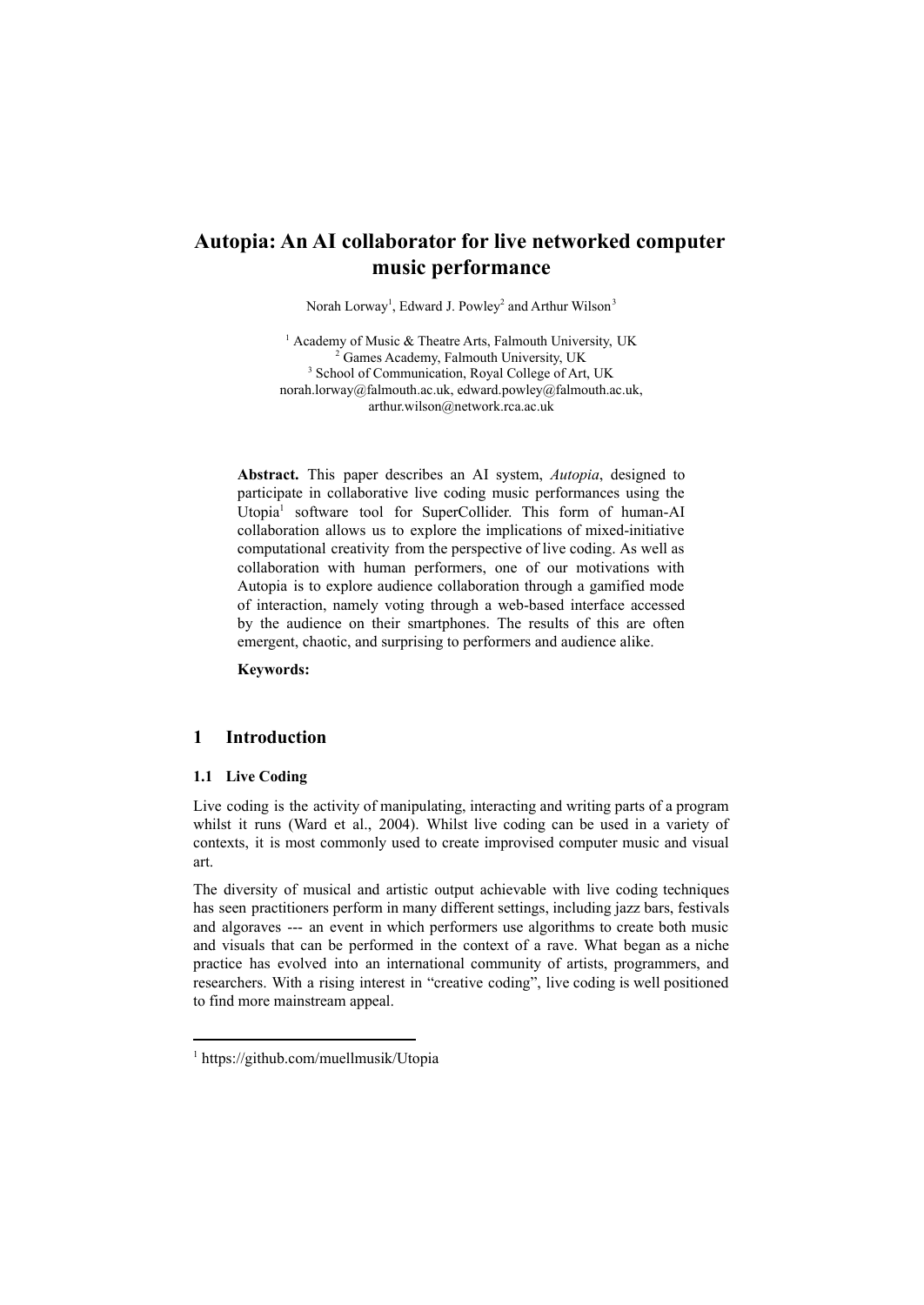# Autopia: An AI collaborator for live networked computer music performance

Norah Lorway[1], Edward J. Powley[2] and Arthur Wilson[3]

[1] Academy of Music & Theatre Arts, Falmouth University, UK
[2] Games Academy, Falmouth University, UK
[3] School of Communication, Royal College of Art, UK
norah.lorway@falmouth.ac.uk, edward.powley@falmouth.ac.uk, arthur.wilson@network.rca.ac.uk

**Abstract.** This paper describes an AI system, *Autopia*, designed to participate in collaborative live coding music performances using the Utopia[1] software tool for SuperCollider. This form of human-AI collaboration allows us to explore the implications of mixed-initiative computational creativity from the perspective of live coding. As well as collaboration with human performers, one of our motivations with Autopia is to explore audience collaboration through a gamified mode of interaction, namely voting through a web-based interface accessed by the audience on their smartphones. The results of this are often emergent, chaotic, and surprising to performers and audience alike.

**Keywords:**

## 1 Introduction

### 1.1 Live Coding

Live coding is the activity of manipulating, interacting and writing parts of a program whilst it runs (Ward et al., 2004). Whilst live coding can be used in a variety of contexts, it is most commonly used to create improvised computer music and visual art.

The diversity of musical and artistic output achievable with live coding techniques has seen practitioners perform in many different settings, including jazz bars, festivals and algoraves --- an event in which performers use algorithms to create both music and visuals that can be performed in the context of a rave. What began as a niche practice has evolved into an international community of artists, programmers, and researchers. With a rising interest in "creative coding", live coding is well positioned to find more mainstream appeal.

[1] https://github.com/muellmusik/Utopia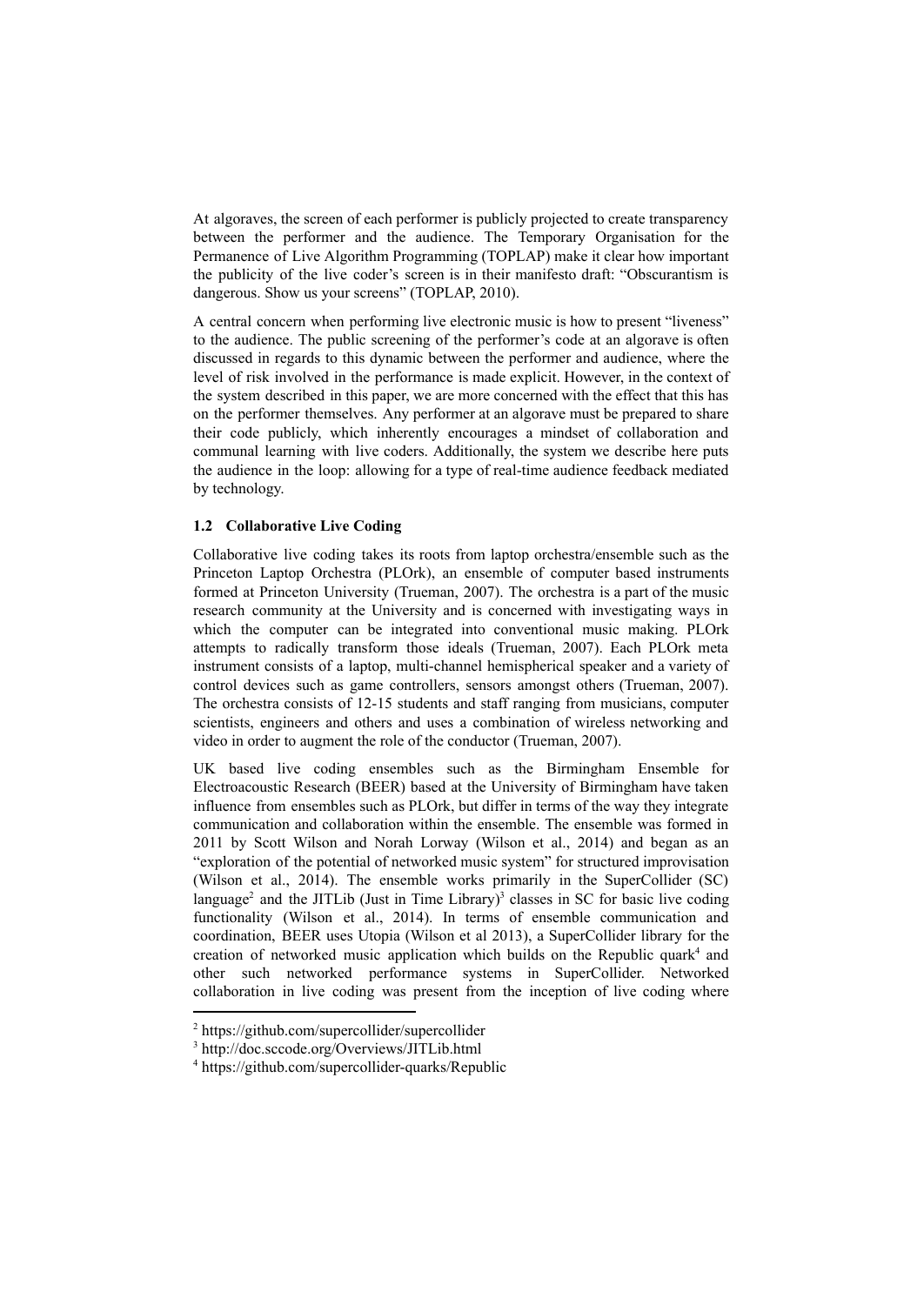At algoraves, the screen of each performer is publicly projected to create transparency between the performer and the audience. The Temporary Organisation for the Permanence of Live Algorithm Programming (TOPLAP) make it clear how important the publicity of the live coder's screen is in their manifesto draft: "Obscurantism is dangerous. Show us your screens" (TOPLAP, 2010).

A central concern when performing live electronic music is how to present "liveness" to the audience. The public screening of the performer's code at an algorave is often discussed in regards to this dynamic between the performer and audience, where the level of risk involved in the performance is made explicit. However, in the context of the system described in this paper, we are more concerned with the effect that this has on the performer themselves. Any performer at an algorave must be prepared to share their code publicly, which inherently encourages a mindset of collaboration and communal learning with live coders. Additionally, the system we describe here puts the audience in the loop: allowing for a type of real-time audience feedback mediated by technology.

### 1.2 Collaborative Live Coding

Collaborative live coding takes its roots from laptop orchestra/ensemble such as the Princeton Laptop Orchestra (PLOrk), an ensemble of computer based instruments formed at Princeton University (Trueman, 2007). The orchestra is a part of the music research community at the University and is concerned with investigating ways in which the computer can be integrated into conventional music making. PLOrk attempts to radically transform those ideals (Trueman, 2007). Each PLOrk meta instrument consists of a laptop, multi-channel hemispherical speaker and a variety of control devices such as game controllers, sensors amongst others (Trueman, 2007). The orchestra consists of 12-15 students and staff ranging from musicians, computer scientists, engineers and others and uses a combination of wireless networking and video in order to augment the role of the conductor (Trueman, 2007).

UK based live coding ensembles such as the Birmingham Ensemble for Electroacoustic Research (BEER) based at the University of Birmingham have taken influence from ensembles such as PLOrk, but differ in terms of the way they integrate communication and collaboration within the ensemble. The ensemble was formed in 2011 by Scott Wilson and Norah Lorway (Wilson et al., 2014) and began as an "exploration of the potential of networked music system" for structured improvisation (Wilson et al., 2014). The ensemble works primarily in the SuperCollider (SC) language[2] and the JITLib (Just in Time Library)[3] classes in SC for basic live coding functionality (Wilson et al., 2014). In terms of ensemble communication and coordination, BEER uses Utopia (Wilson et al 2013), a SuperCollider library for the creation of networked music application which builds on the Republic quark[4] and other such networked performance systems in SuperCollider. Networked collaboration in live coding was present from the inception of live coding where

---

[2] https://github.com/supercollider/supercollider

[3] http://doc.sccode.org/Overviews/JITLib.html

[4] https://github.com/supercollider-quarks/Republic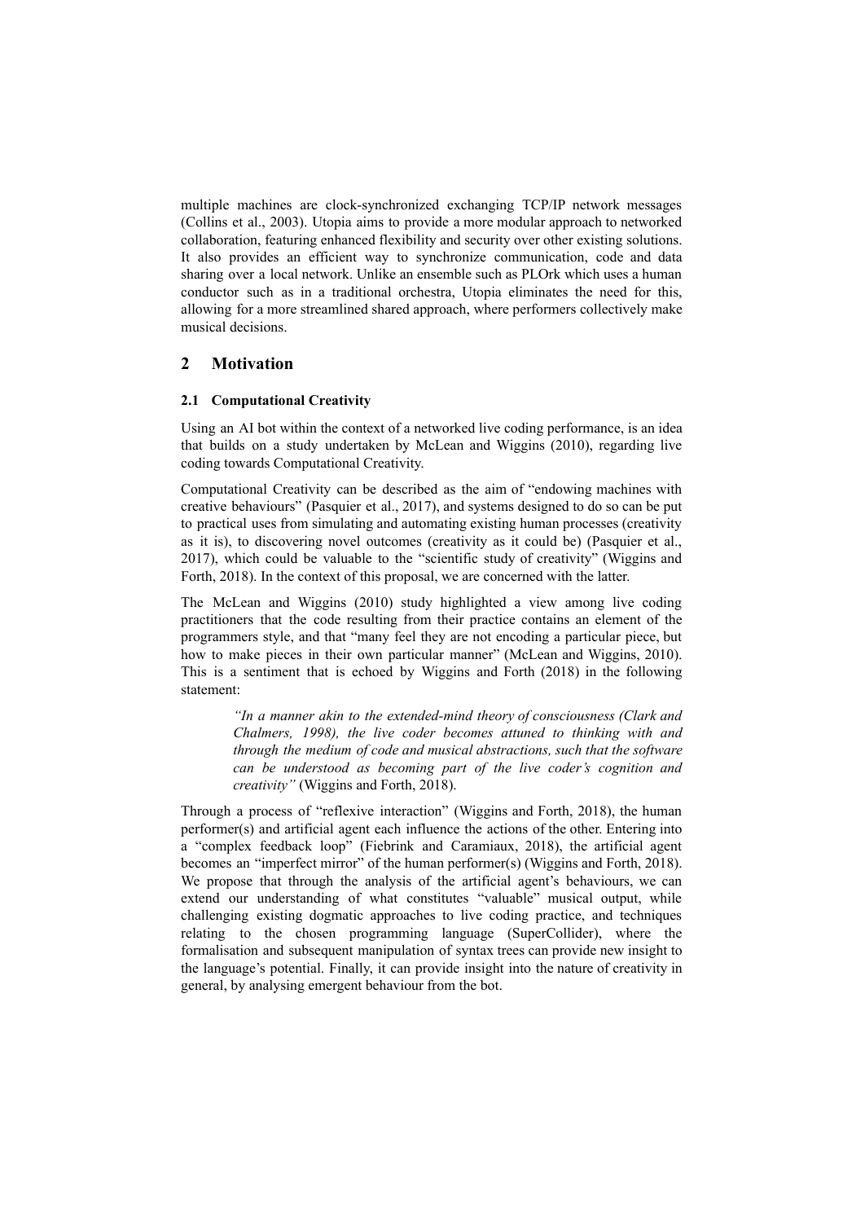multiple machines are clock-synchronized exchanging TCP/IP network messages (Collins et al., 2003). Utopia aims to provide a more modular approach to networked collaboration, featuring enhanced flexibility and security over other existing solutions. It also provides an efficient way to synchronize communication, code and data sharing over a local network. Unlike an ensemble such as PLOrk which uses a human conductor such as in a traditional orchestra, Utopia eliminates the need for this, allowing for a more streamlined shared approach, where performers collectively make musical decisions.

## 2 Motivation

### 2.1 Computational Creativity

Using an AI bot within the context of a networked live coding performance, is an idea that builds on a study undertaken by McLean and Wiggins (2010), regarding live coding towards Computational Creativity.

Computational Creativity can be described as the aim of "endowing machines with creative behaviours" (Pasquier et al., 2017), and systems designed to do so can be put to practical uses from simulating and automating existing human processes (creativity as it is), to discovering novel outcomes (creativity as it could be) (Pasquier et al., 2017), which could be valuable to the "scientific study of creativity" (Wiggins and Forth, 2018). In the context of this proposal, we are concerned with the latter.

The McLean and Wiggins (2010) study highlighted a view among live coding practitioners that the code resulting from their practice contains an element of the programmers style, and that "many feel they are not encoding a particular piece, but how to make pieces in their own particular manner" (McLean and Wiggins, 2010). This is a sentiment that is echoed by Wiggins and Forth (2018) in the following statement:

> *"In a manner akin to the extended-mind theory of consciousness (Clark and Chalmers, 1998), the live coder becomes attuned to thinking with and through the medium of code and musical abstractions, such that the software can be understood as becoming part of the live coder's cognition and creativity"* (Wiggins and Forth, 2018).

Through a process of "reflexive interaction" (Wiggins and Forth, 2018), the human performer(s) and artificial agent each influence the actions of the other. Entering into a "complex feedback loop" (Fiebrink and Caramiaux, 2018), the artificial agent becomes an "imperfect mirror" of the human performer(s) (Wiggins and Forth, 2018). We propose that through the analysis of the artificial agent's behaviours, we can extend our understanding of what constitutes "valuable" musical output, while challenging existing dogmatic approaches to live coding practice, and techniques relating to the chosen programming language (SuperCollider), where the formalisation and subsequent manipulation of syntax trees can provide new insight to the language's potential. Finally, it can provide insight into the nature of creativity in general, by analysing emergent behaviour from the bot.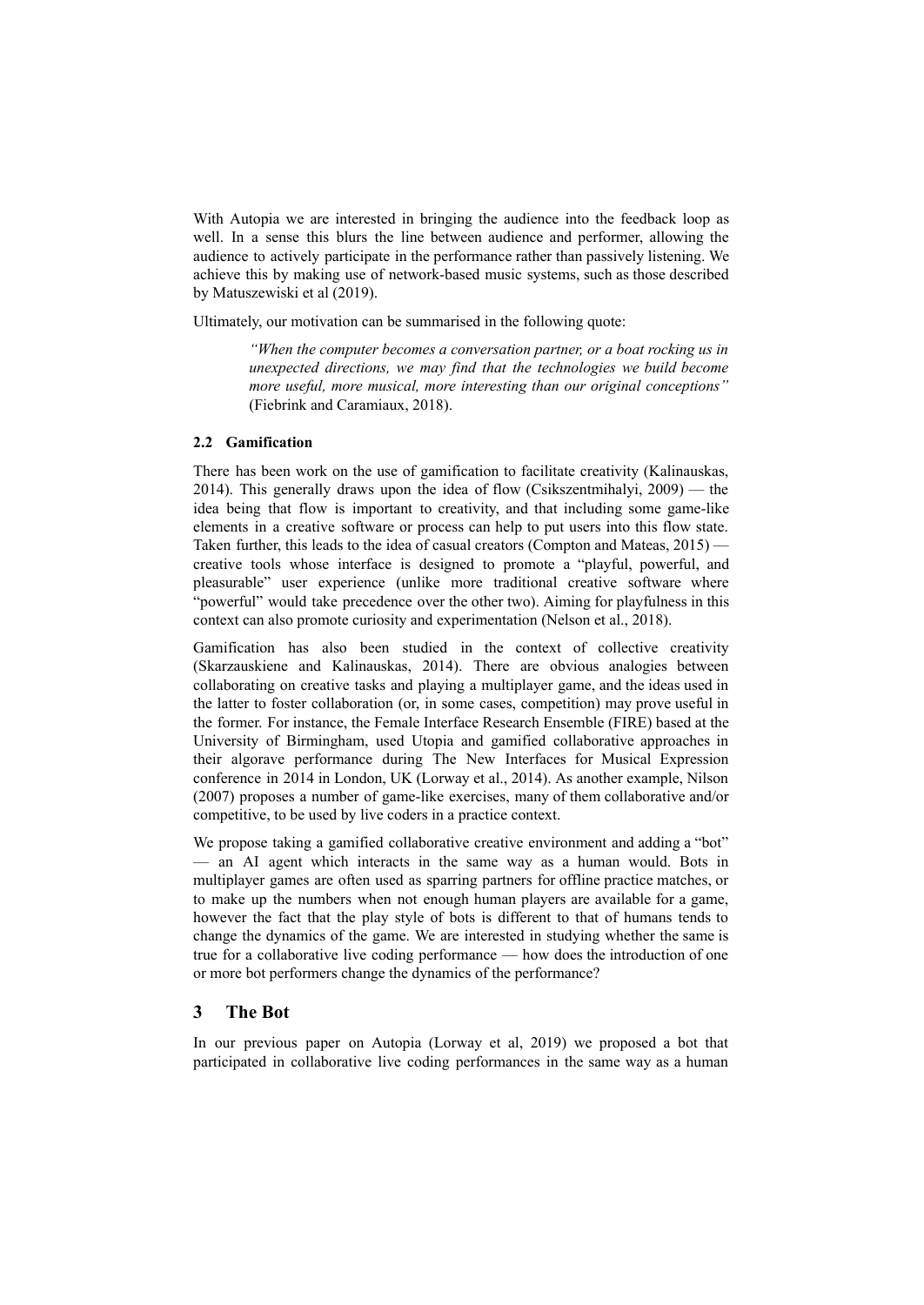With Autopia we are interested in bringing the audience into the feedback loop as well. In a sense this blurs the line between audience and performer, allowing the audience to actively participate in the performance rather than passively listening. We achieve this by making use of network-based music systems, such as those described by Matuszewiski et al (2019).

Ultimately, our motivation can be summarised in the following quote:

> *"When the computer becomes a conversation partner, or a boat rocking us in unexpected directions, we may find that the technologies we build become more useful, more musical, more interesting than our original conceptions"* (Fiebrink and Caramiaux, 2018).

### 2.2 Gamification

There has been work on the use of gamification to facilitate creativity (Kalinauskas, 2014). This generally draws upon the idea of flow (Csikszentmihalyi, 2009) — the idea being that flow is important to creativity, and that including some game-like elements in a creative software or process can help to put users into this flow state. Taken further, this leads to the idea of casual creators (Compton and Mateas, 2015) — creative tools whose interface is designed to promote a "playful, powerful, and pleasurable" user experience (unlike more traditional creative software where "powerful" would take precedence over the other two). Aiming for playfulness in this context can also promote curiosity and experimentation (Nelson et al., 2018).

Gamification has also been studied in the context of collective creativity (Skarzauskiene and Kalinauskas, 2014). There are obvious analogies between collaborating on creative tasks and playing a multiplayer game, and the ideas used in the latter to foster collaboration (or, in some cases, competition) may prove useful in the former. For instance, the Female Interface Research Ensemble (FIRE) based at the University of Birmingham, used Utopia and gamified collaborative approaches in their algorave performance during The New Interfaces for Musical Expression conference in 2014 in London, UK (Lorway et al., 2014). As another example, Nilson (2007) proposes a number of game-like exercises, many of them collaborative and/or competitive, to be used by live coders in a practice context.

We propose taking a gamified collaborative creative environment and adding a "bot" — an AI agent which interacts in the same way as a human would. Bots in multiplayer games are often used as sparring partners for offline practice matches, or to make up the numbers when not enough human players are available for a game, however the fact that the play style of bots is different to that of humans tends to change the dynamics of the game. We are interested in studying whether the same is true for a collaborative live coding performance — how does the introduction of one or more bot performers change the dynamics of the performance?

## 3 The Bot

In our previous paper on Autopia (Lorway et al, 2019) we proposed a bot that participated in collaborative live coding performances in the same way as a human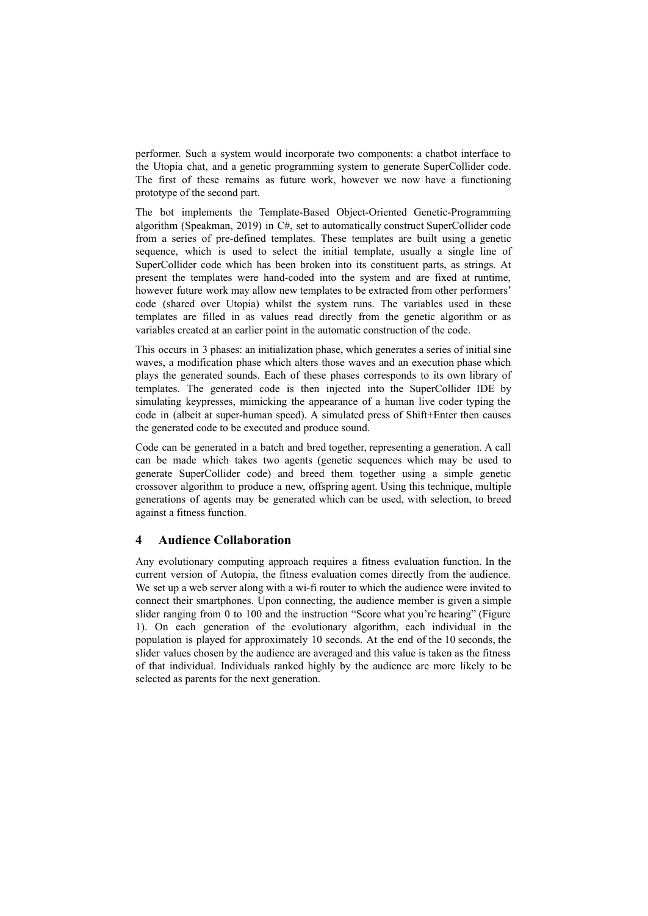performer. Such a system would incorporate two components: a chatbot interface to the Utopia chat, and a genetic programming system to generate SuperCollider code. The first of these remains as future work, however we now have a functioning prototype of the second part.

The bot implements the Template-Based Object-Oriented Genetic-Programming algorithm (Speakman, 2019) in C#, set to automatically construct SuperCollider code from a series of pre-defined templates. These templates are built using a genetic sequence, which is used to select the initial template, usually a single line of SuperCollider code which has been broken into its constituent parts, as strings. At present the templates were hand-coded into the system and are fixed at runtime, however future work may allow new templates to be extracted from other performers' code (shared over Utopia) whilst the system runs. The variables used in these templates are filled in as values read directly from the genetic algorithm or as variables created at an earlier point in the automatic construction of the code.

This occurs in 3 phases: an initialization phase, which generates a series of initial sine waves, a modification phase which alters those waves and an execution phase which plays the generated sounds. Each of these phases corresponds to its own library of templates. The generated code is then injected into the SuperCollider IDE by simulating keypresses, mimicking the appearance of a human live coder typing the code in (albeit at super-human speed). A simulated press of Shift+Enter then causes the generated code to be executed and produce sound.

Code can be generated in a batch and bred together, representing a generation. A call can be made which takes two agents (genetic sequences which may be used to generate SuperCollider code) and breed them together using a simple genetic crossover algorithm to produce a new, offspring agent. Using this technique, multiple generations of agents may be generated which can be used, with selection, to breed against a fitness function.

## 4 Audience Collaboration

Any evolutionary computing approach requires a fitness evaluation function. In the current version of Autopia, the fitness evaluation comes directly from the audience. We set up a web server along with a wi-fi router to which the audience were invited to connect their smartphones. Upon connecting, the audience member is given a simple slider ranging from 0 to 100 and the instruction "Score what you're hearing" (Figure 1). On each generation of the evolutionary algorithm, each individual in the population is played for approximately 10 seconds. At the end of the 10 seconds, the slider values chosen by the audience are averaged and this value is taken as the fitness of that individual. Individuals ranked highly by the audience are more likely to be selected as parents for the next generation.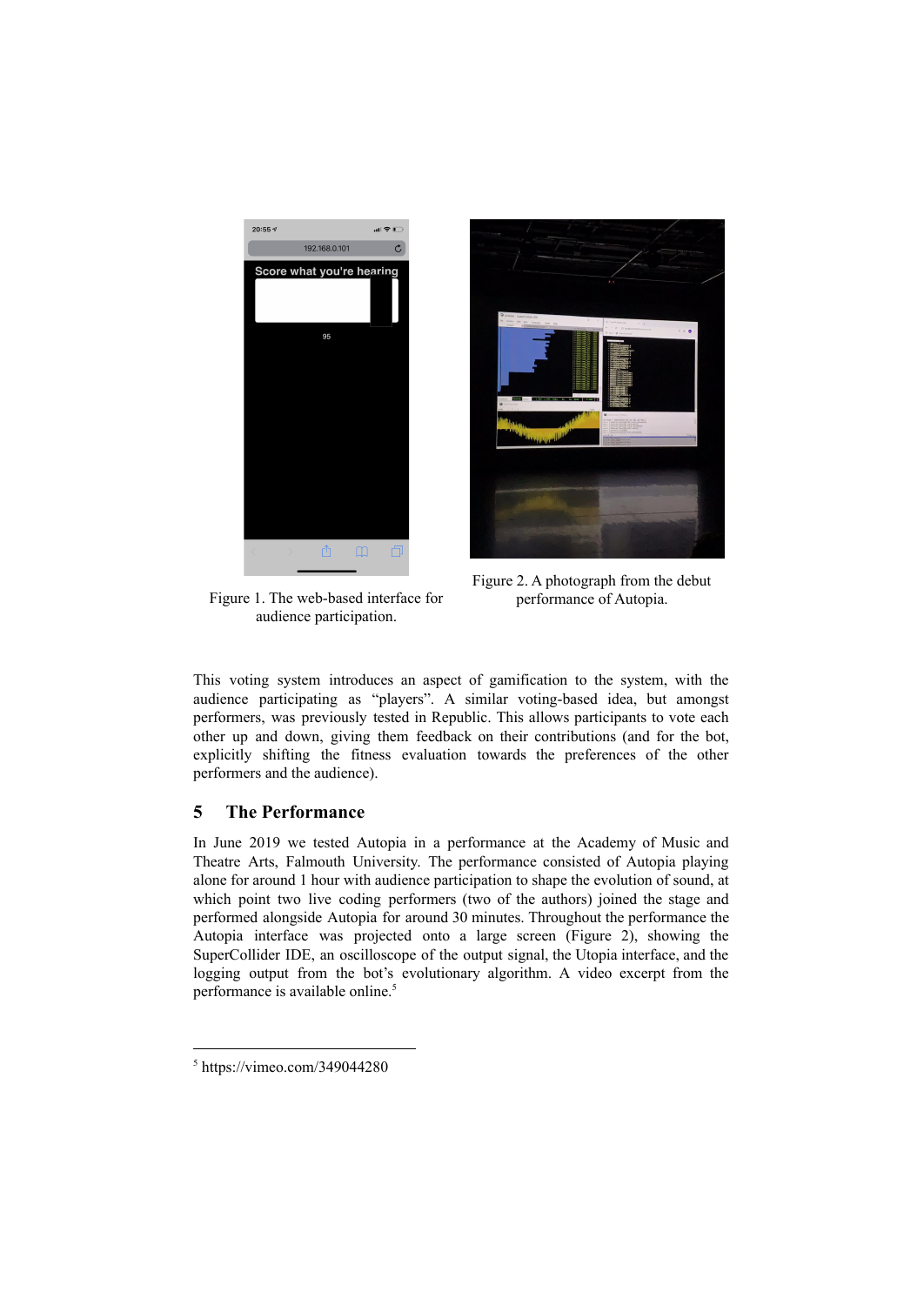Figure 1. The web-based interface for audience participation.

Figure 2. A photograph from the debut performance of Autopia.

This voting system introduces an aspect of gamification to the system, with the audience participating as "players". A similar voting-based idea, but amongst performers, was previously tested in Republic. This allows participants to vote each other up and down, giving them feedback on their contributions (and for the bot, explicitly shifting the fitness evaluation towards the preferences of the other performers and the audience).

## 5 The Performance

In June 2019 we tested Autopia in a performance at the Academy of Music and Theatre Arts, Falmouth University. The performance consisted of Autopia playing alone for around 1 hour with audience participation to shape the evolution of sound, at which point two live coding performers (two of the authors) joined the stage and performed alongside Autopia for around 30 minutes. Throughout the performance the Autopia interface was projected onto a large screen (Figure 2), showing the SuperCollider IDE, an oscilloscope of the output signal, the Utopia interface, and the logging output from the bot's evolutionary algorithm. A video excerpt from the performance is available online.[5]

[5] https://vimeo.com/349044280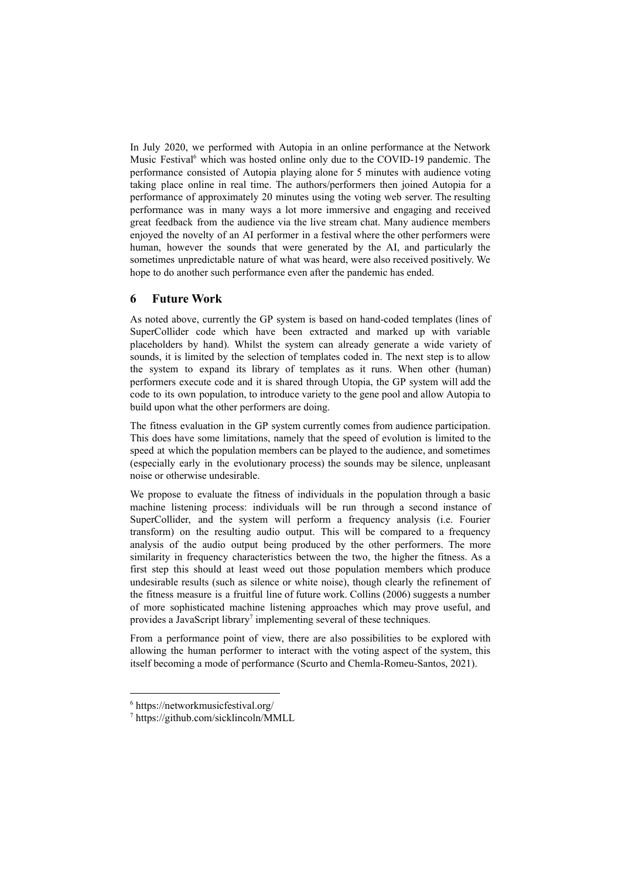In July 2020, we performed with Autopia in an online performance at the Network Music Festival[6] which was hosted online only due to the COVID-19 pandemic. The performance consisted of Autopia playing alone for 5 minutes with audience voting taking place online in real time. The authors/performers then joined Autopia for a performance of approximately 20 minutes using the voting web server. The resulting performance was in many ways a lot more immersive and engaging and received great feedback from the audience via the live stream chat. Many audience members enjoyed the novelty of an AI performer in a festival where the other performers were human, however the sounds that were generated by the AI, and particularly the sometimes unpredictable nature of what was heard, were also received positively. We hope to do another such performance even after the pandemic has ended.

## 6 Future Work

As noted above, currently the GP system is based on hand-coded templates (lines of SuperCollider code which have been extracted and marked up with variable placeholders by hand). Whilst the system can already generate a wide variety of sounds, it is limited by the selection of templates coded in. The next step is to allow the system to expand its library of templates as it runs. When other (human) performers execute code and it is shared through Utopia, the GP system will add the code to its own population, to introduce variety to the gene pool and allow Autopia to build upon what the other performers are doing.

The fitness evaluation in the GP system currently comes from audience participation. This does have some limitations, namely that the speed of evolution is limited to the speed at which the population members can be played to the audience, and sometimes (especially early in the evolutionary process) the sounds may be silence, unpleasant noise or otherwise undesirable.

We propose to evaluate the fitness of individuals in the population through a basic machine listening process: individuals will be run through a second instance of SuperCollider, and the system will perform a frequency analysis (i.e. Fourier transform) on the resulting audio output. This will be compared to a frequency analysis of the audio output being produced by the other performers. The more similarity in frequency characteristics between the two, the higher the fitness. As a first step this should at least weed out those population members which produce undesirable results (such as silence or white noise), though clearly the refinement of the fitness measure is a fruitful line of future work. Collins (2006) suggests a number of more sophisticated machine listening approaches which may prove useful, and provides a JavaScript library[7] implementing several of these techniques.

From a performance point of view, there are also possibilities to be explored with allowing the human performer to interact with the voting aspect of the system, this itself becoming a mode of performance (Scurto and Chemla-Romeu-Santos, 2021).

---

[6] https://networkmusicfestival.org/

[7] https://github.com/sicklincoln/MMLL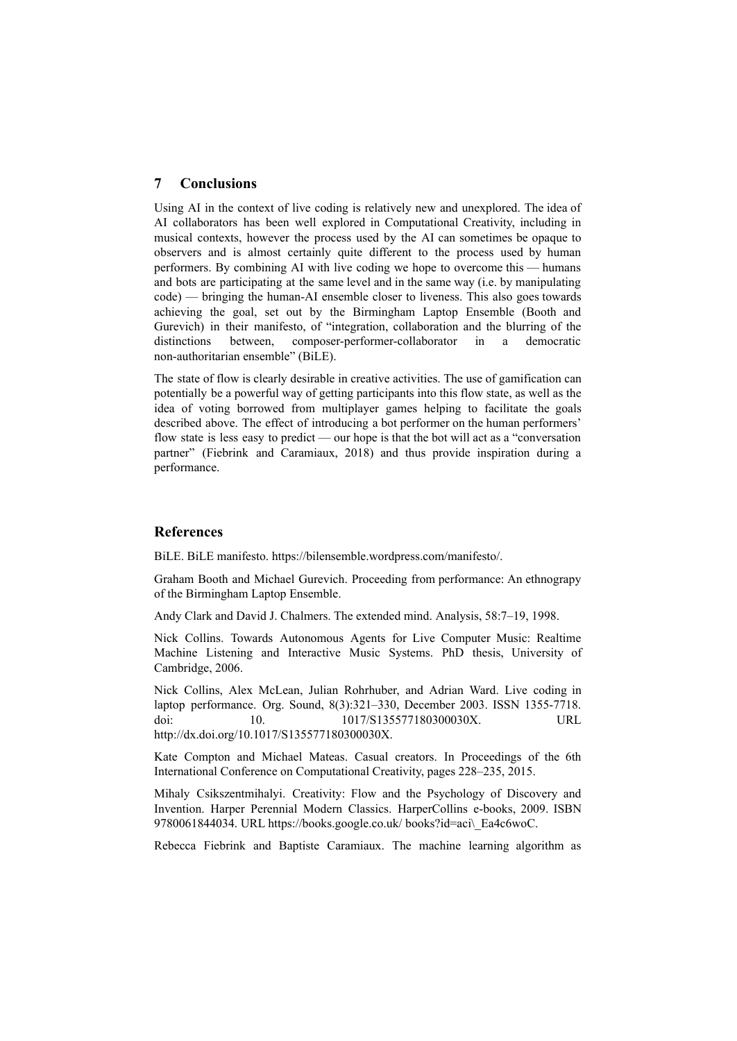## 7 Conclusions

Using AI in the context of live coding is relatively new and unexplored. The idea of AI collaborators has been well explored in Computational Creativity, including in musical contexts, however the process used by the AI can sometimes be opaque to observers and is almost certainly quite different to the process used by human performers. By combining AI with live coding we hope to overcome this — humans and bots are participating at the same level and in the same way (i.e. by manipulating code) — bringing the human-AI ensemble closer to liveness. This also goes towards achieving the goal, set out by the Birmingham Laptop Ensemble (Booth and Gurevich) in their manifesto, of "integration, collaboration and the blurring of the distinctions between, composer-performer-collaborator in a democratic non-authoritarian ensemble" (BiLE).

The state of flow is clearly desirable in creative activities. The use of gamification can potentially be a powerful way of getting participants into this flow state, as well as the idea of voting borrowed from multiplayer games helping to facilitate the goals described above. The effect of introducing a bot performer on the human performers' flow state is less easy to predict — our hope is that the bot will act as a "conversation partner" (Fiebrink and Caramiaux, 2018) and thus provide inspiration during a performance.

## References

BiLE. BiLE manifesto. https://bilensemble.wordpress.com/manifesto/.

Graham Booth and Michael Gurevich. Proceeding from performance: An ethnograpy of the Birmingham Laptop Ensemble.

Andy Clark and David J. Chalmers. The extended mind. Analysis, 58:7–19, 1998.

Nick Collins. Towards Autonomous Agents for Live Computer Music: Realtime Machine Listening and Interactive Music Systems. PhD thesis, University of Cambridge, 2006.

Nick Collins, Alex McLean, Julian Rohrhuber, and Adrian Ward. Live coding in laptop performance. Org. Sound, 8(3):321–330, December 2003. ISSN 1355-7718. doi: 10. 1017/S135577180300030X. URL http://dx.doi.org/10.1017/S135577180300030X.

Kate Compton and Michael Mateas. Casual creators. In Proceedings of the 6th International Conference on Computational Creativity, pages 228–235, 2015.

Mihaly Csikszentmihalyi. Creativity: Flow and the Psychology of Discovery and Invention. Harper Perennial Modern Classics. HarperCollins e-books, 2009. ISBN 9780061844034. URL https://books.google.co.uk/ books?id=aci\_Ea4c6woC.

Rebecca Fiebrink and Baptiste Caramiaux. The machine learning algorithm as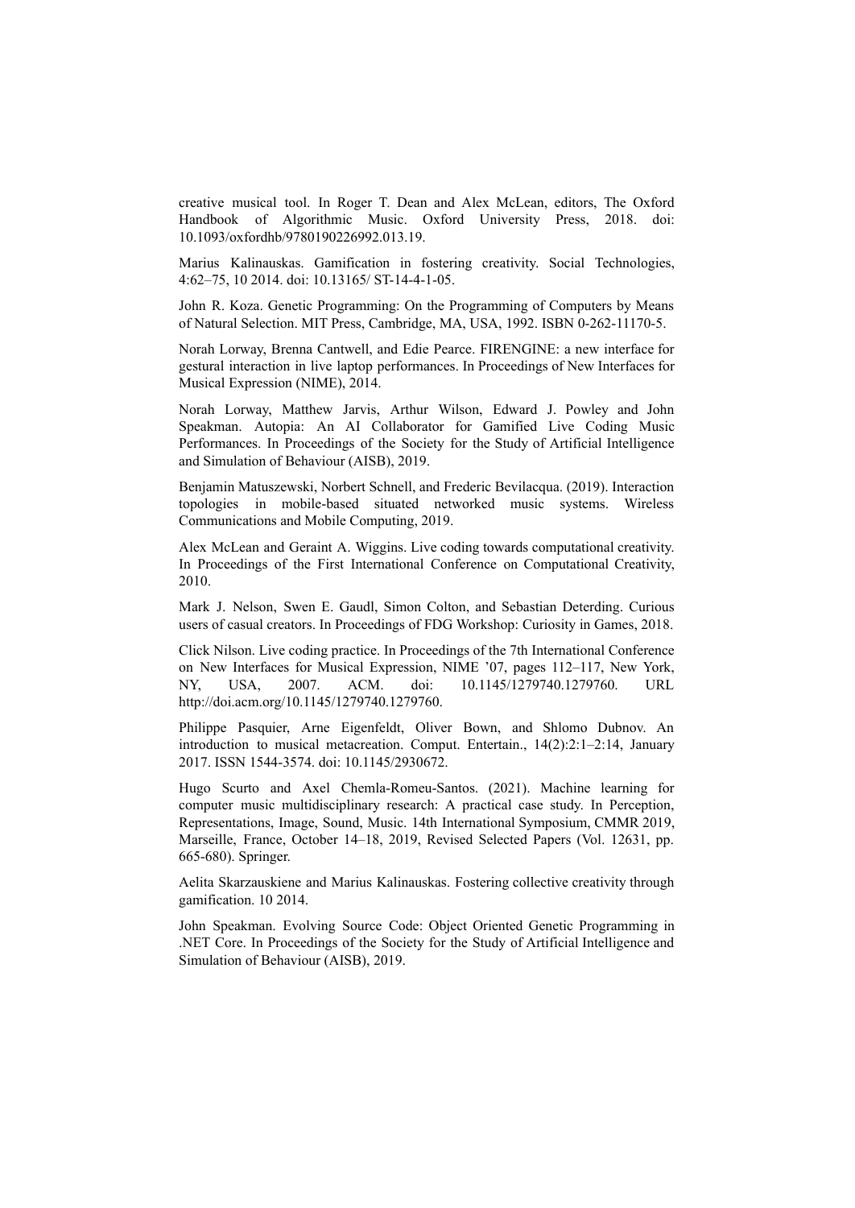creative musical tool. In Roger T. Dean and Alex McLean, editors, The Oxford Handbook of Algorithmic Music. Oxford University Press, 2018. doi: 10.1093/oxfordhb/9780190226992.013.19.

Marius Kalinauskas. Gamification in fostering creativity. Social Technologies, 4:62–75, 10 2014. doi: 10.13165/ ST-14-4-1-05.

John R. Koza. Genetic Programming: On the Programming of Computers by Means of Natural Selection. MIT Press, Cambridge, MA, USA, 1992. ISBN 0-262-11170-5.

Norah Lorway, Brenna Cantwell, and Edie Pearce. FIRENGINE: a new interface for gestural interaction in live laptop performances. In Proceedings of New Interfaces for Musical Expression (NIME), 2014.

Norah Lorway, Matthew Jarvis, Arthur Wilson, Edward J. Powley and John Speakman. Autopia: An AI Collaborator for Gamified Live Coding Music Performances. In Proceedings of the Society for the Study of Artificial Intelligence and Simulation of Behaviour (AISB), 2019.

Benjamin Matuszewski, Norbert Schnell, and Frederic Bevilacqua. (2019). Interaction topologies in mobile-based situated networked music systems. Wireless Communications and Mobile Computing, 2019.

Alex McLean and Geraint A. Wiggins. Live coding towards computational creativity. In Proceedings of the First International Conference on Computational Creativity, 2010.

Mark J. Nelson, Swen E. Gaudl, Simon Colton, and Sebastian Deterding. Curious users of casual creators. In Proceedings of FDG Workshop: Curiosity in Games, 2018.

Click Nilson. Live coding practice. In Proceedings of the 7th International Conference on New Interfaces for Musical Expression, NIME '07, pages 112–117, New York, NY, USA, 2007. ACM. doi: 10.1145/1279740.1279760. URL http://doi.acm.org/10.1145/1279740.1279760.

Philippe Pasquier, Arne Eigenfeldt, Oliver Bown, and Shlomo Dubnov. An introduction to musical metacreation. Comput. Entertain., 14(2):2:1–2:14, January 2017. ISSN 1544-3574. doi: 10.1145/2930672.

Hugo Scurto and Axel Chemla-Romeu-Santos. (2021). Machine learning for computer music multidisciplinary research: A practical case study. In Perception, Representations, Image, Sound, Music. 14th International Symposium, CMMR 2019, Marseille, France, October 14–18, 2019, Revised Selected Papers (Vol. 12631, pp. 665-680). Springer.

Aelita Skarzauskiene and Marius Kalinauskas. Fostering collective creativity through gamification. 10 2014.

John Speakman. Evolving Source Code: Object Oriented Genetic Programming in .NET Core. In Proceedings of the Society for the Study of Artificial Intelligence and Simulation of Behaviour (AISB), 2019.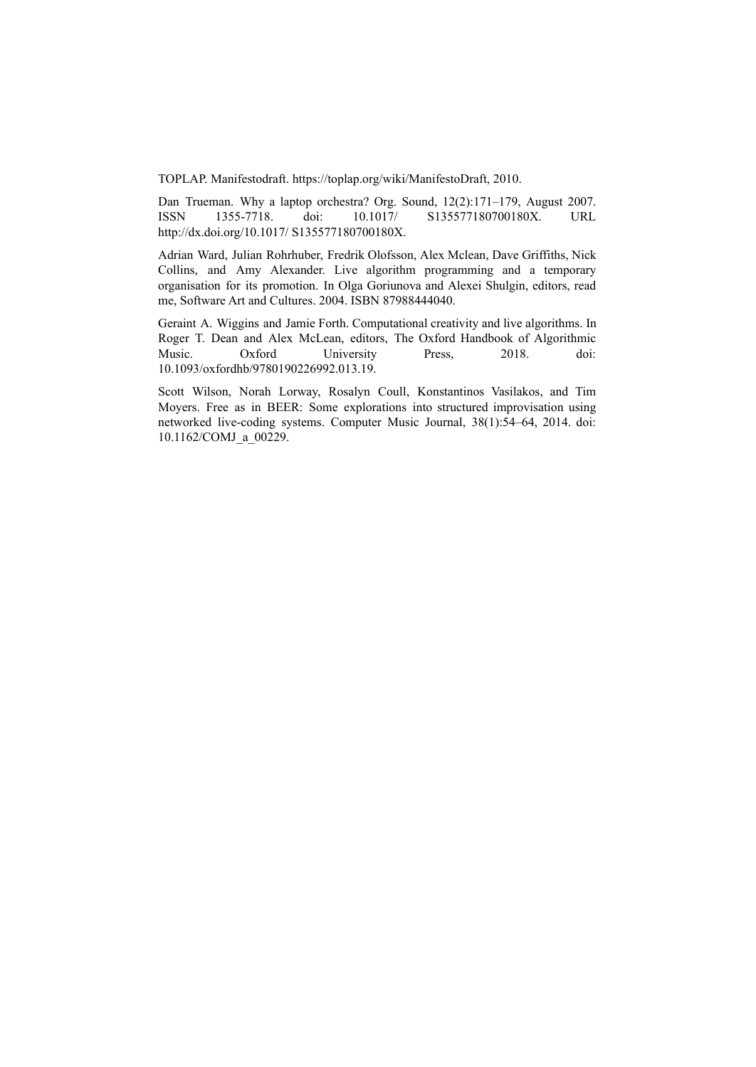TOPLAP. Manifestodraft. https://toplap.org/wiki/ManifestoDraft, 2010.

Dan Trueman. Why a laptop orchestra? Org. Sound, 12(2):171–179, August 2007. ISSN 1355-7718. doi: 10.1017/ S135577180700180X. URL http://dx.doi.org/10.1017/ S135577180700180X.

Adrian Ward, Julian Rohrhuber, Fredrik Olofsson, Alex Mclean, Dave Griffiths, Nick Collins, and Amy Alexander. Live algorithm programming and a temporary organisation for its promotion. In Olga Goriunova and Alexei Shulgin, editors, read me, Software Art and Cultures. 2004. ISBN 87988444040.

Geraint A. Wiggins and Jamie Forth. Computational creativity and live algorithms. In Roger T. Dean and Alex McLean, editors, The Oxford Handbook of Algorithmic Music. Oxford University Press, 2018. doi: 10.1093/oxfordhb/9780190226992.013.19.

Scott Wilson, Norah Lorway, Rosalyn Coull, Konstantinos Vasilakos, and Tim Moyers. Free as in BEER: Some explorations into structured improvisation using networked live-coding systems. Computer Music Journal, 38(1):54–64, 2014. doi: 10.1162/COMJ_a_00229.